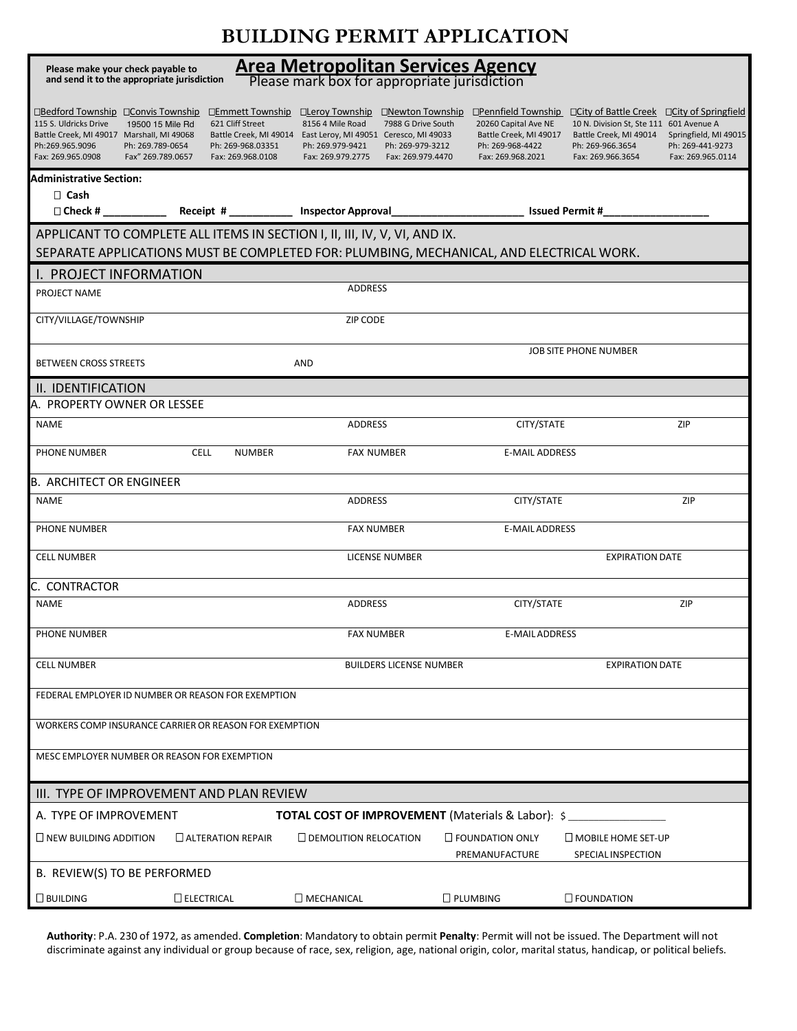# BUILDING PERMIT APPLICATION

Please make your check payable to and send it to the appropriate jurisdiction

## Area Metropolitan Services Agency

Please mark box for appropriate jurisdiction

| ☐Bedford Township | ☐Convis Township | ☐Emmett Township | ☐Leroy Township | ☐Newton Township | ☐Pennfield Township | ☐City of Battle Creek | ☐City of Springfield |
|---|---|---|---|---|---|---|---|
| 115 S. Uldricks Drive | 19500 15 Mile Rd | 621 Cliff Street | 8156 4 Mile Road | 7988 G Drive South | 20260 Capital Ave NE | 10 N. Division St, Ste 111 | 601 Avenue A |
| Battle Creek, MI 49017 | Marshall, MI 49068 | Battle Creek, MI 49014 | East Leroy, MI 49051 | Ceresco, MI 49033 | Battle Creek, MI 49017 | Battle Creek, MI 49014 | Springfield, MI 49015 |
| Ph:269.965.9096 | Ph: 269.789-0654 | Ph: 269-968.03351 | Ph: 269.979-9421 | Ph: 269-979-3212 | Ph: 269-968-4422 | Ph: 269-966.3654 | Ph: 269-441-9273 |
| Fax: 269.965.0908 | Fax" 269.789.0657 | Fax: 269.968.0108 | Fax: 269.979.2775 | Fax: 269.979.4470 | Fax: 269.968.2021 | Fax: 269.966.3654 | Fax: 269.965.0114 |

**Administrative Section:**

☐ **Cash**

☐ **Check #** __________ **Receipt #** __________ **Inspector Approval**____________________ **Issued Permit #**________________

APPLICANT TO COMPLETE ALL ITEMS IN SECTION I, II, III, IV, V, VI, AND IX.
SEPARATE APPLICATIONS MUST BE COMPLETED FOR: PLUMBING, MECHANICAL, AND ELECTRICAL WORK.

## I. PROJECT INFORMATION

| PROJECT NAME | ADDRESS | |
|---|---|---|
| CITY/VILLAGE/TOWNSHIP | ZIP CODE | |
| BETWEEN CROSS STREETS | AND | JOB SITE PHONE NUMBER |

## II. IDENTIFICATION

### A. PROPERTY OWNER OR LESSEE

| NAME | | ADDRESS | CITY/STATE | ZIP |
|---|---|---|---|---|
| PHONE NUMBER | CELL NUMBER | FAX NUMBER | E-MAIL ADDRESS | |

### B. ARCHITECT OR ENGINEER

| NAME | ADDRESS | CITY/STATE | ZIP |
|---|---|---|---|
| PHONE NUMBER | FAX NUMBER | E-MAIL ADDRESS | |
| CELL NUMBER | LICENSE NUMBER | | EXPIRATION DATE |

### C. CONTRACTOR

| NAME | ADDRESS | CITY/STATE | ZIP |
|---|---|---|---|
| PHONE NUMBER | FAX NUMBER | E-MAIL ADDRESS | |
| CELL NUMBER | BUILDERS LICENSE NUMBER | | EXPIRATION DATE |

FEDERAL EMPLOYER ID NUMBER OR REASON FOR EXEMPTION

WORKERS COMP INSURANCE CARRIER OR REASON FOR EXEMPTION

MESC EMPLOYER NUMBER OR REASON FOR EXEMPTION

## III. TYPE OF IMPROVEMENT AND PLAN REVIEW

A. TYPE OF IMPROVEMENT **TOTAL COST OF IMPROVEMENT** (Materials & Labor): $ ______________

☐ NEW BUILDING ADDITION ☐ ALTERATION REPAIR ☐ DEMOLITION RELOCATION ☐ FOUNDATION ONLY PREMANUFACTURE ☐ MOBILE HOME SET-UP SPECIAL INSPECTION

B. REVIEW(S) TO BE PERFORMED

☐ BUILDING ☐ ELECTRICAL ☐ MECHANICAL ☐ PLUMBING ☐ FOUNDATION

**Authority**: P.A. 230 of 1972, as amended. **Completion**: Mandatory to obtain permit **Penalty**: Permit will not be issued. The Department will not discriminate against any individual or group because of race, sex, religion, age, national origin, color, marital status, handicap, or political beliefs.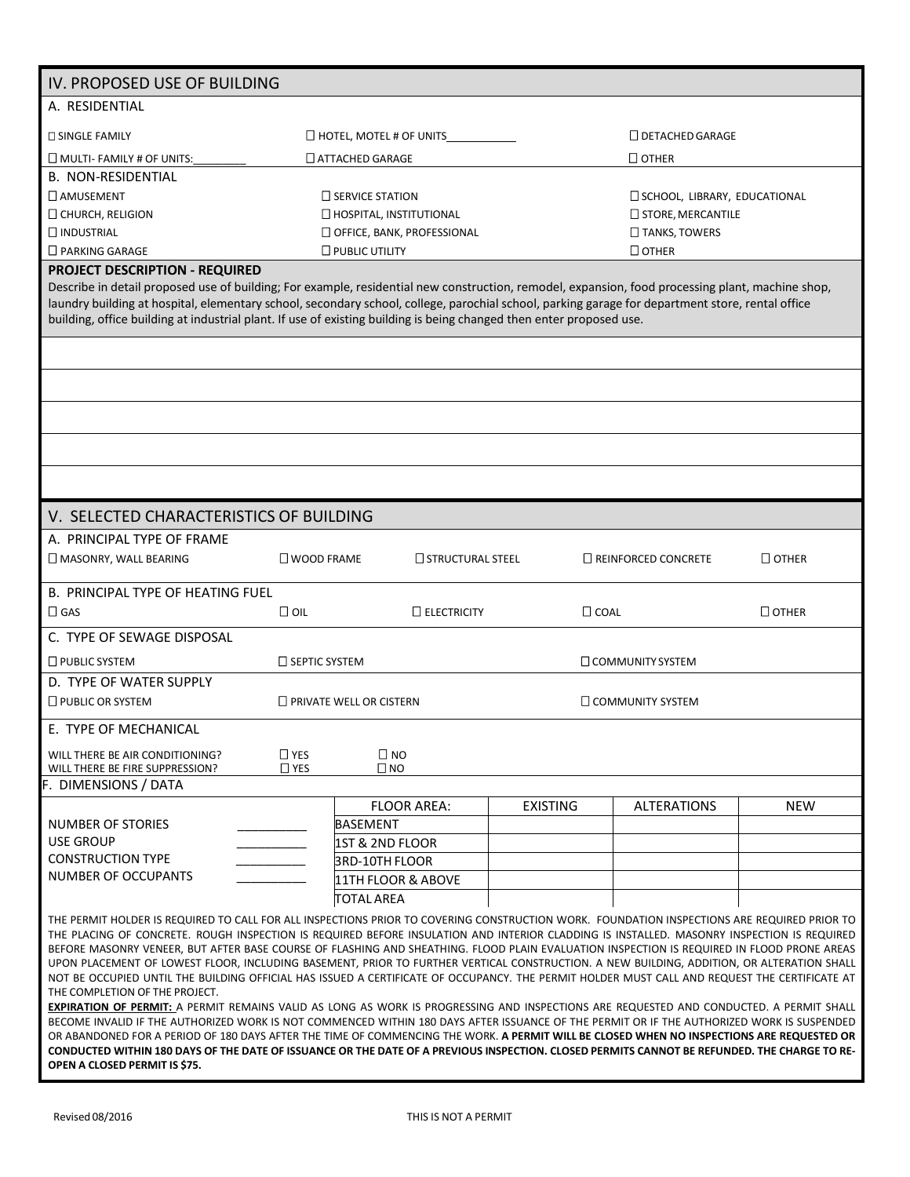## IV. PROPOSED USE OF BUILDING

### A. RESIDENTIAL

| | | |
|---|---|---|
| ☐ SINGLE FAMILY | ☐ HOTEL, MOTEL # OF UNITS___________ | ☐ DETACHED GARAGE |
| ☐ MULTI- FAMILY # OF UNITS:_________ | ☐ ATTACHED GARAGE | ☐ OTHER |

### B. NON-RESIDENTIAL

| | | |
|---|---|---|
| ☐ AMUSEMENT | ☐ SERVICE STATION | ☐ SCHOOL, LIBRARY, EDUCATIONAL |
| ☐ CHURCH, RELIGION | ☐ HOSPITAL, INSTITUTIONAL | ☐ STORE, MERCANTILE |
| ☐ INDUSTRIAL | ☐ OFFICE, BANK, PROFESSIONAL | ☐ TANKS, TOWERS |
| ☐ PARKING GARAGE | ☐ PUBLIC UTILITY | ☐ OTHER |

**PROJECT DESCRIPTION - REQUIRED**

Describe in detail proposed use of building; For example, residential new construction, remodel, expansion, food processing plant, machine shop, laundry building at hospital, elementary school, secondary school, college, parochial school, parking garage for department store, rental office building, office building at industrial plant. If use of existing building is being changed then enter proposed use.

## V. SELECTED CHARACTERISTICS OF BUILDING

### A. PRINCIPAL TYPE OF FRAME

☐ MASONRY, WALL BEARING ☐ WOOD FRAME ☐ STRUCTURAL STEEL ☐ REINFORCED CONCRETE ☐ OTHER

### B. PRINCIPAL TYPE OF HEATING FUEL

☐ GAS ☐ OIL ☐ ELECTRICITY ☐ COAL ☐ OTHER

### C. TYPE OF SEWAGE DISPOSAL

☐ PUBLIC SYSTEM ☐ SEPTIC SYSTEM ☐ COMMUNITY SYSTEM

### D. TYPE OF WATER SUPPLY

☐ PUBLIC OR SYSTEM ☐ PRIVATE WELL OR CISTERN ☐ COMMUNITY SYSTEM

### E. TYPE OF MECHANICAL

WILL THERE BE AIR CONDITIONING? ☐ YES ☐ NO
WILL THERE BE FIRE SUPPRESSION? ☐ YES ☐ NO

### F. DIMENSIONS / DATA

| | | FLOOR AREA: | EXISTING | ALTERATIONS | NEW |
|---|---|---|---|---|---|
| NUMBER OF STORIES | __________ | BASEMENT | | | |
| USE GROUP | __________ | 1ST & 2ND FLOOR | | | |
| CONSTRUCTION TYPE | __________ | 3RD-10TH FLOOR | | | |
| NUMBER OF OCCUPANTS | __________ | 11TH FLOOR & ABOVE | | | |
| | | TOTAL AREA | | | |

THE PERMIT HOLDER IS REQUIRED TO CALL FOR ALL INSPECTIONS PRIOR TO COVERING CONSTRUCTION WORK. FOUNDATION INSPECTIONS ARE REQUIRED PRIOR TO THE PLACING OF CONCRETE. ROUGH INSPECTION IS REQUIRED BEFORE INSULATION AND INTERIOR CLADDING IS INSTALLED. MASONRY INSPECTION IS REQUIRED BEFORE MASONRY VENEER, BUT AFTER BASE COURSE OF FLASHING AND SHEATHING. FLOOD PLAIN EVALUATION INSPECTION IS REQUIRED IN FLOOD PRONE AREAS UPON PLACEMENT OF LOWEST FLOOR, INCLUDING BASEMENT, PRIOR TO FURTHER VERTICAL CONSTRUCTION. A NEW BUILDING, ADDITION, OR ALTERATION SHALL NOT BE OCCUPIED UNTIL THE BUILDING OFFICIAL HAS ISSUED A CERTIFICATE OF OCCUPANCY. THE PERMIT HOLDER MUST CALL AND REQUEST THE CERTIFICATE AT THE COMPLETION OF THE PROJECT.

**EXPIRATION OF PERMIT:** A PERMIT REMAINS VALID AS LONG AS WORK IS PROGRESSING AND INSPECTIONS ARE REQUESTED AND CONDUCTED. A PERMIT SHALL BECOME INVALID IF THE AUTHORIZED WORK IS NOT COMMENCED WITHIN 180 DAYS AFTER ISSUANCE OF THE PERMIT OR IF THE AUTHORIZED WORK IS SUSPENDED OR ABANDONED FOR A PERIOD OF 180 DAYS AFTER THE TIME OF COMMENCING THE WORK. **A PERMIT WILL BE CLOSED WHEN NO INSPECTIONS ARE REQUESTED OR CONDUCTED WITHIN 180 DAYS OF THE DATE OF ISSUANCE OR THE DATE OF A PREVIOUS INSPECTION. CLOSED PERMITS CANNOT BE REFUNDED. THE CHARGE TO RE-OPEN A CLOSED PERMIT IS $75.**

Revised 08/2016 THIS IS NOT A PERMIT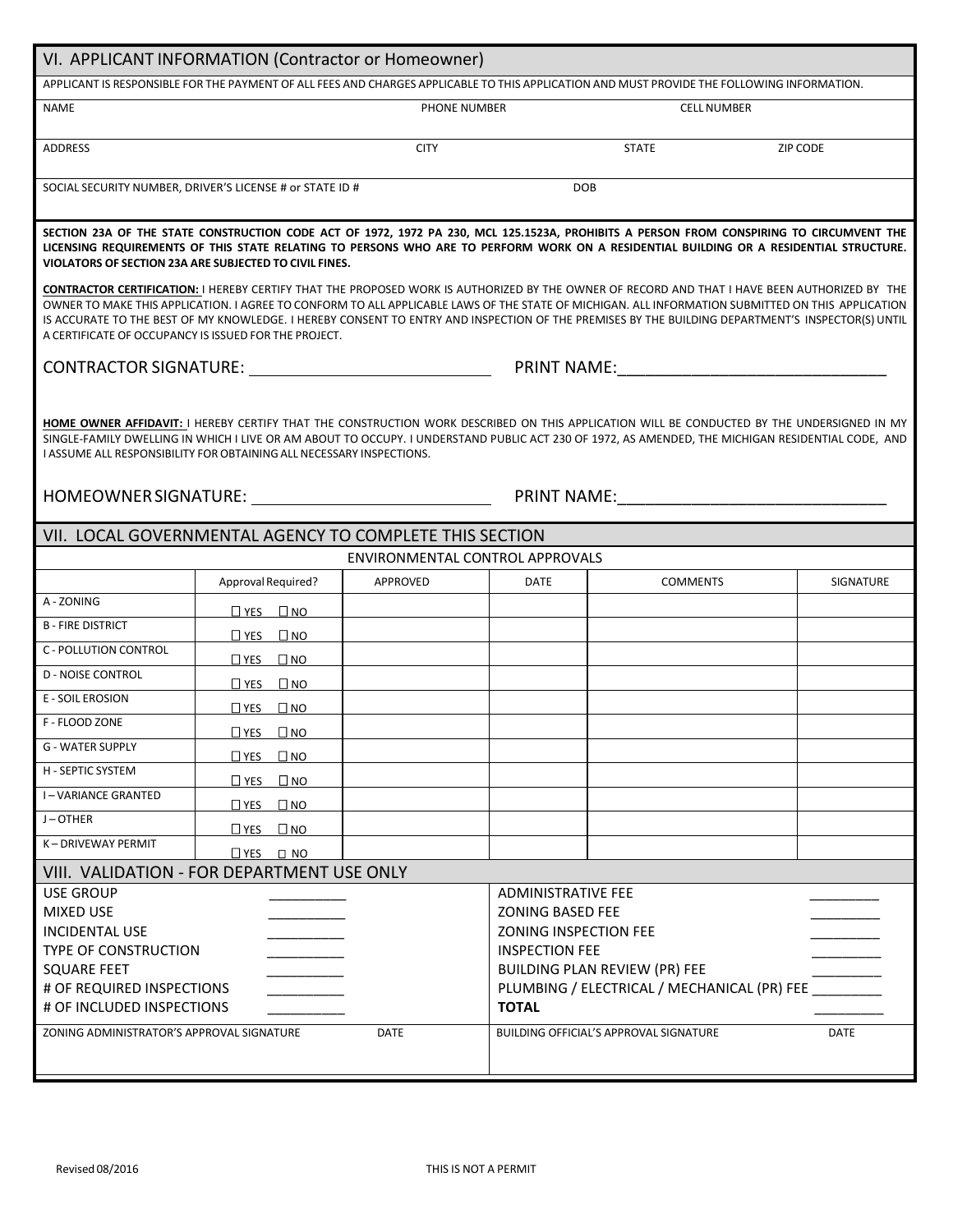## VI. APPLICANT INFORMATION (Contractor or Homeowner)

APPLICANT IS RESPONSIBLE FOR THE PAYMENT OF ALL FEES AND CHARGES APPLICABLE TO THIS APPLICATION AND MUST PROVIDE THE FOLLOWING INFORMATION.

| NAME | | PHONE NUMBER | CELL NUMBER |
|---|---|---|---|
| ADDRESS | CITY | STATE | ZIP CODE |
| SOCIAL SECURITY NUMBER, DRIVER'S LICENSE # or STATE ID # | | DOB | |

**SECTION 23A OF THE STATE CONSTRUCTION CODE ACT OF 1972, 1972 PA 230, MCL 125.1523A, PROHIBITS A PERSON FROM CONSPIRING TO CIRCUMVENT THE LICENSING REQUIREMENTS OF THIS STATE RELATING TO PERSONS WHO ARE TO PERFORM WORK ON A RESIDENTIAL BUILDING OR A RESIDENTIAL STRUCTURE. VIOLATORS OF SECTION 23A ARE SUBJECTED TO CIVIL FINES.**

**CONTRACTOR CERTIFICATION:** I HEREBY CERTIFY THAT THE PROPOSED WORK IS AUTHORIZED BY THE OWNER OF RECORD AND THAT I HAVE BEEN AUTHORIZED BY THE OWNER TO MAKE THIS APPLICATION. I AGREE TO CONFORM TO ALL APPLICABLE LAWS OF THE STATE OF MICHIGAN. ALL INFORMATION SUBMITTED ON THIS APPLICATION IS ACCURATE TO THE BEST OF MY KNOWLEDGE. I HEREBY CONSENT TO ENTRY AND INSPECTION OF THE PREMISES BY THE BUILDING DEPARTMENT'S INSPECTOR(S) UNTIL A CERTIFICATE OF OCCUPANCY IS ISSUED FOR THE PROJECT.

CONTRACTOR SIGNATURE: ____________________________ PRINT NAME:______________________________

**HOME OWNER AFFIDAVIT:** I HEREBY CERTIFY THAT THE CONSTRUCTION WORK DESCRIBED ON THIS APPLICATION WILL BE CONDUCTED BY THE UNDERSIGNED IN MY SINGLE-FAMILY DWELLING IN WHICH I LIVE OR AM ABOUT TO OCCUPY. I UNDERSTAND PUBLIC ACT 230 OF 1972, AS AMENDED, THE MICHIGAN RESIDENTIAL CODE, AND I ASSUME ALL RESPONSIBILITY FOR OBTAINING ALL NECESSARY INSPECTIONS.

HOMEOWNER SIGNATURE: ____________________________ PRINT NAME:______________________________

## VII. LOCAL GOVERNMENTAL AGENCY TO COMPLETE THIS SECTION

ENVIRONMENTAL CONTROL APPROVALS

| | Approval Required? | APPROVED | DATE | COMMENTS | SIGNATURE |
|---|---|---|---|---|---|
| A - ZONING | ☐ YES ☐ NO | | | | |
| B - FIRE DISTRICT | ☐ YES ☐ NO | | | | |
| C - POLLUTION CONTROL | ☐ YES ☐ NO | | | | |
| D - NOISE CONTROL | ☐ YES ☐ NO | | | | |
| E - SOIL EROSION | ☐ YES ☐ NO | | | | |
| F - FLOOD ZONE | ☐ YES ☐ NO | | | | |
| G - WATER SUPPLY | ☐ YES ☐ NO | | | | |
| H - SEPTIC SYSTEM | ☐ YES ☐ NO | | | | |
| I – VARIANCE GRANTED | ☐ YES ☐ NO | | | | |
| J – OTHER | ☐ YES ☐ NO | | | | |
| K – DRIVEWAY PERMIT | ☐ YES ☐ NO | | | | |

## VIII. VALIDATION - FOR DEPARTMENT USE ONLY

| | | | |
|---|---|---|---|
| USE GROUP | __________ | ADMINISTRATIVE FEE | _________ |
| MIXED USE | __________ | ZONING BASED FEE | _________ |
| INCIDENTAL USE | __________ | ZONING INSPECTION FEE | _________ |
| TYPE OF CONSTRUCTION | __________ | INSPECTION FEE | _________ |
| SQUARE FEET | __________ | BUILDING PLAN REVIEW (PR) FEE | _________ |
| # OF REQUIRED INSPECTIONS | __________ | PLUMBING / ELECTRICAL / MECHANICAL (PR) FEE | _________ |
| # OF INCLUDED INSPECTIONS | __________ | **TOTAL** | _________ |

| ZONING ADMINISTRATOR'S APPROVAL SIGNATURE | DATE | BUILDING OFFICIAL'S APPROVAL SIGNATURE | DATE |
|---|---|---|---|
| | | | |

Revised 08/2016

THIS IS NOT A PERMIT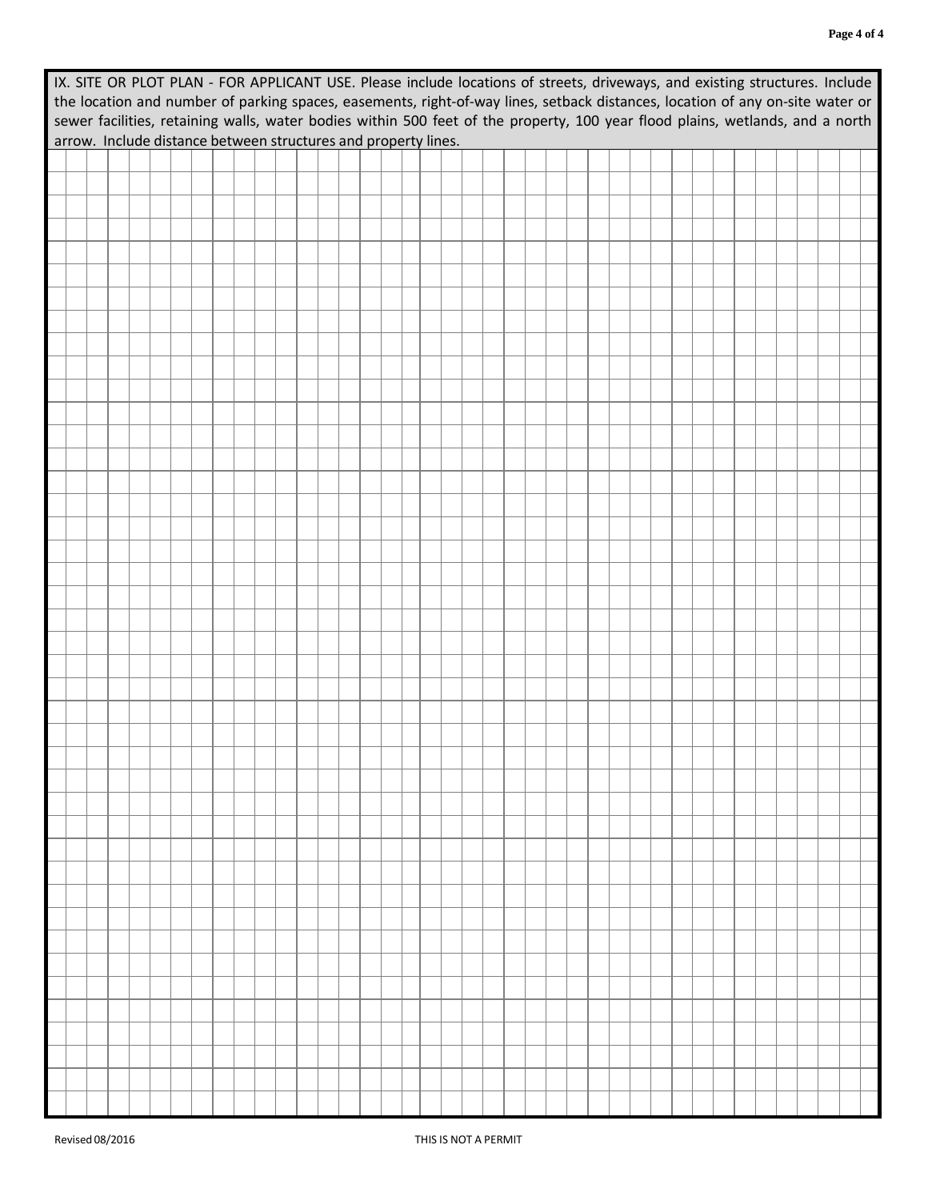IX. SITE OR PLOT PLAN - FOR APPLICANT USE. Please include locations of streets, driveways, and existing structures. Include the location and number of parking spaces, easements, right-of-way lines, setback distances, location of any on-site water or sewer facilities, retaining walls, water bodies within 500 feet of the property, 100 year flood plains, wetlands, and a north arrow. Include distance between structures and property lines.

Revised 08/2016

THIS IS NOT A PERMIT